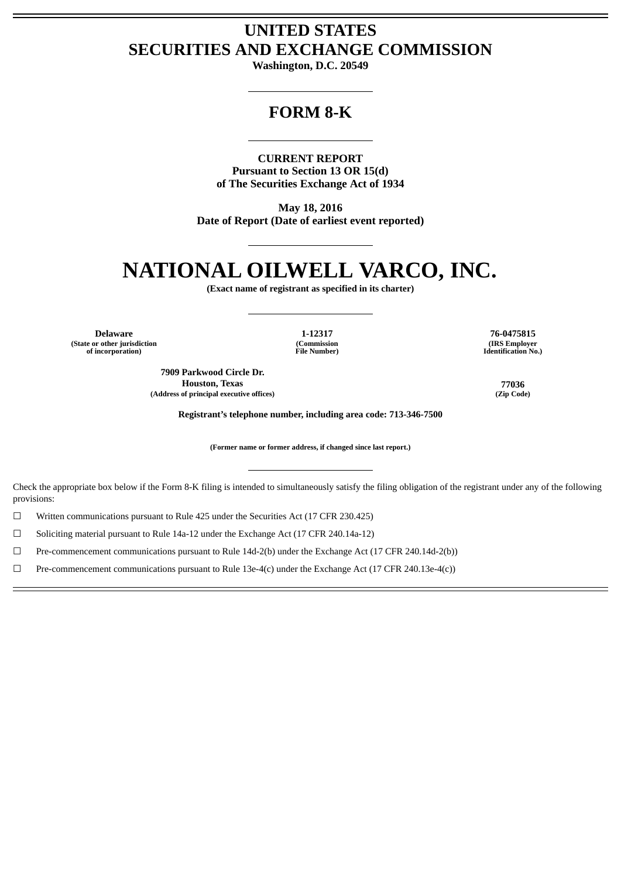# UNITED STATES
# SECURITIES AND EXCHANGE COMMISSION

**Washington, D.C. 20549**

## FORM 8-K

**CURRENT REPORT**
**Pursuant to Section 13 OR 15(d)**
**of The Securities Exchange Act of 1934**

**May 18, 2016**
**Date of Report (Date of earliest event reported)**

# NATIONAL OILWELL VARCO, INC.

**(Exact name of registrant as specified in its charter)**

| Delaware | 1-12317 | 76-0475815 |
|---|---|---|
| (State or other jurisdiction of incorporation) | (Commission File Number) | (IRS Employer Identification No.) |

| 7909 Parkwood Circle Dr. Houston, Texas | 77036 |
|---|---|
| (Address of principal executive offices) | (Zip Code) |

**Registrant's telephone number, including area code: 713-346-7500**

**(Former name or former address, if changed since last report.)**

Check the appropriate box below if the Form 8-K filing is intended to simultaneously satisfy the filing obligation of the registrant under any of the following provisions:

☐ Written communications pursuant to Rule 425 under the Securities Act (17 CFR 230.425)

☐ Soliciting material pursuant to Rule 14a-12 under the Exchange Act (17 CFR 240.14a-12)

☐ Pre-commencement communications pursuant to Rule 14d-2(b) under the Exchange Act (17 CFR 240.14d-2(b))

☐ Pre-commencement communications pursuant to Rule 13e-4(c) under the Exchange Act (17 CFR 240.13e-4(c))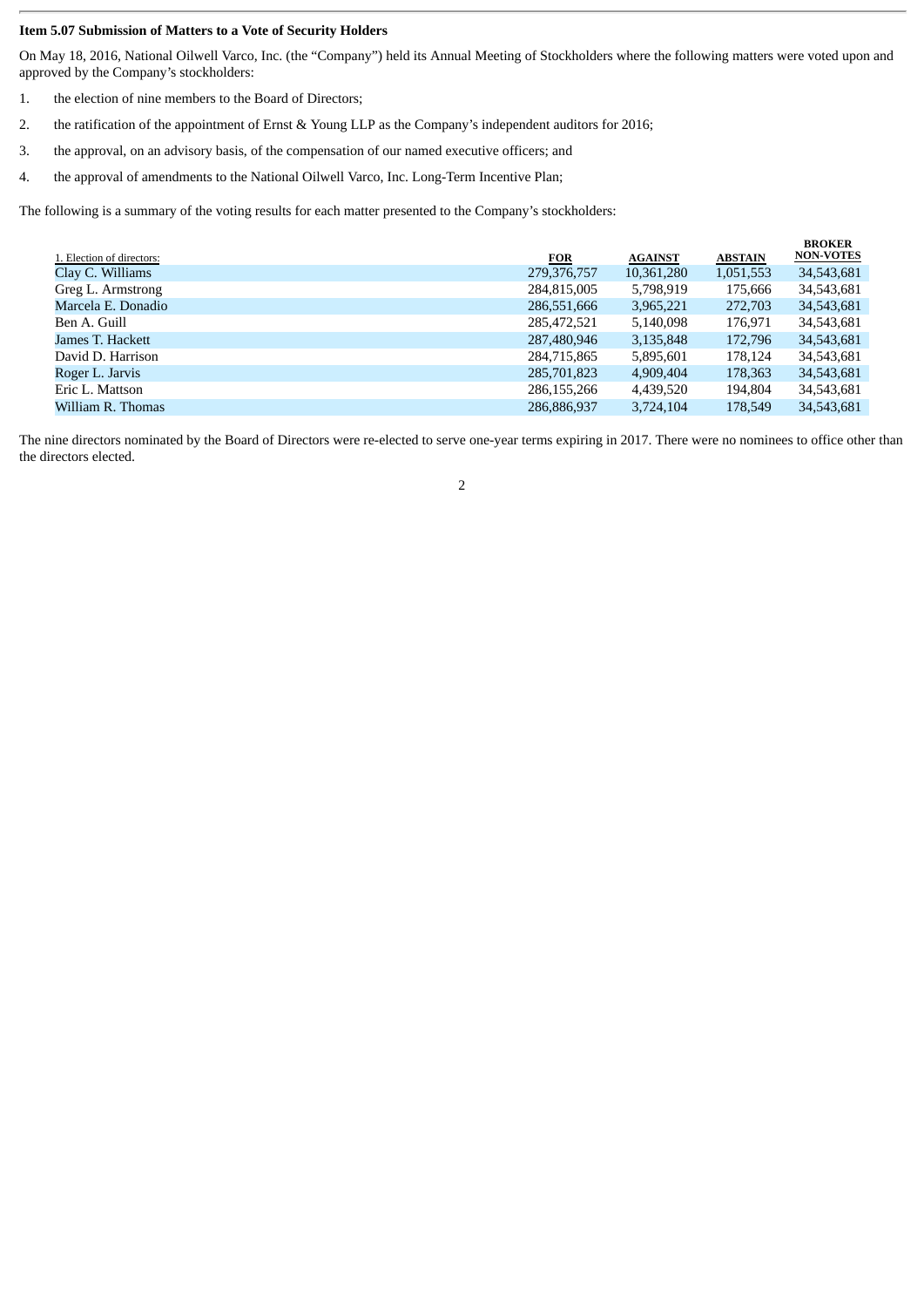**Item 5.07 Submission of Matters to a Vote of Security Holders**

On May 18, 2016, National Oilwell Varco, Inc. (the "Company") held its Annual Meeting of Stockholders where the following matters were voted upon and approved by the Company's stockholders:

1. the election of nine members to the Board of Directors;
2. the ratification of the appointment of Ernst & Young LLP as the Company's independent auditors for 2016;
3. the approval, on an advisory basis, of the compensation of our named executive officers; and
4. the approval of amendments to the National Oilwell Varco, Inc. Long-Term Incentive Plan;

The following is a summary of the voting results for each matter presented to the Company's stockholders:

| 1. Election of directors: | FOR | AGAINST | ABSTAIN | BROKER NON-VOTES |
|---|---|---|---|---|
| Clay C. Williams | 279,376,757 | 10,361,280 | 1,051,553 | 34,543,681 |
| Greg L. Armstrong | 284,815,005 | 5,798,919 | 175,666 | 34,543,681 |
| Marcela E. Donadio | 286,551,666 | 3,965,221 | 272,703 | 34,543,681 |
| Ben A. Guill | 285,472,521 | 5,140,098 | 176,971 | 34,543,681 |
| James T. Hackett | 287,480,946 | 3,135,848 | 172,796 | 34,543,681 |
| David D. Harrison | 284,715,865 | 5,895,601 | 178,124 | 34,543,681 |
| Roger L. Jarvis | 285,701,823 | 4,909,404 | 178,363 | 34,543,681 |
| Eric L. Mattson | 286,155,266 | 4,439,520 | 194,804 | 34,543,681 |
| William R. Thomas | 286,886,937 | 3,724,104 | 178,549 | 34,543,681 |

The nine directors nominated by the Board of Directors were re-elected to serve one-year terms expiring in 2017. There were no nominees to office other than the directors elected.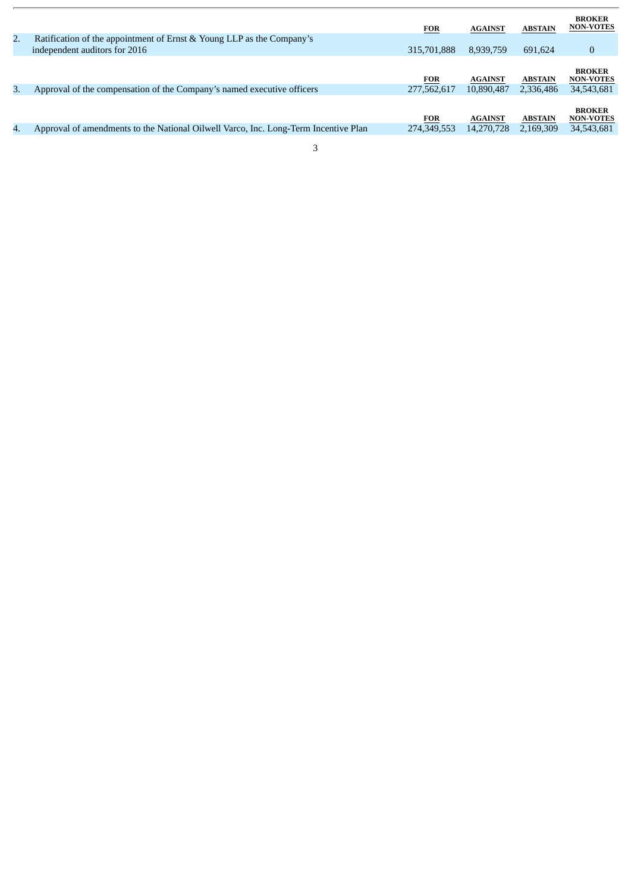| | | FOR | AGAINST | ABSTAIN | BROKER NON-VOTES |
|---|---|---|---|---|---|
| 2. | Ratification of the appointment of Ernst & Young LLP as the Company's independent auditors for 2016 | 315,701,888 | 8,939,759 | 691,624 | 0 |

| | | FOR | AGAINST | ABSTAIN | BROKER NON-VOTES |
|---|---|---|---|---|---|
| 3. | Approval of the compensation of the Company's named executive officers | 277,562,617 | 10,890,487 | 2,336,486 | 34,543,681 |

| | | FOR | AGAINST | ABSTAIN | BROKER NON-VOTES |
|---|---|---|---|---|---|
| 4. | Approval of amendments to the National Oilwell Varco, Inc. Long-Term Incentive Plan | 274,349,553 | 14,270,728 | 2,169,309 | 34,543,681 |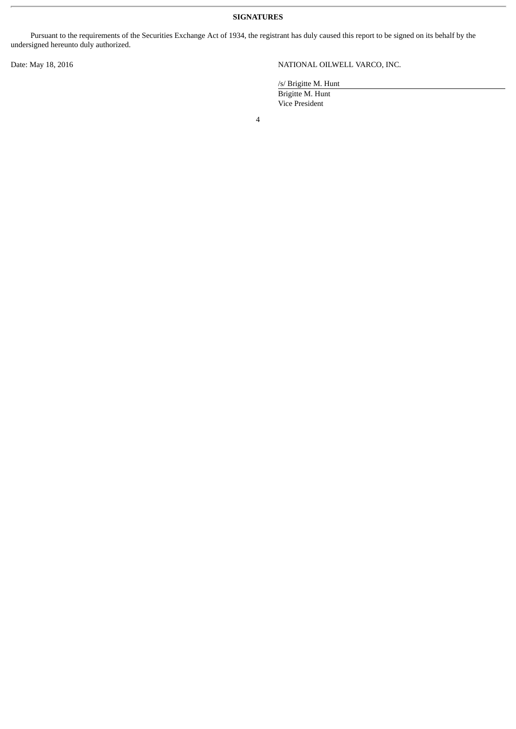**SIGNATURES**

Pursuant to the requirements of the Securities Exchange Act of 1934, the registrant has duly caused this report to be signed on its behalf by the undersigned hereunto duly authorized.

Date: May 18, 2016

NATIONAL OILWELL VARCO, INC.

/s/ Brigitte M. Hunt

Brigitte M. Hunt
Vice President